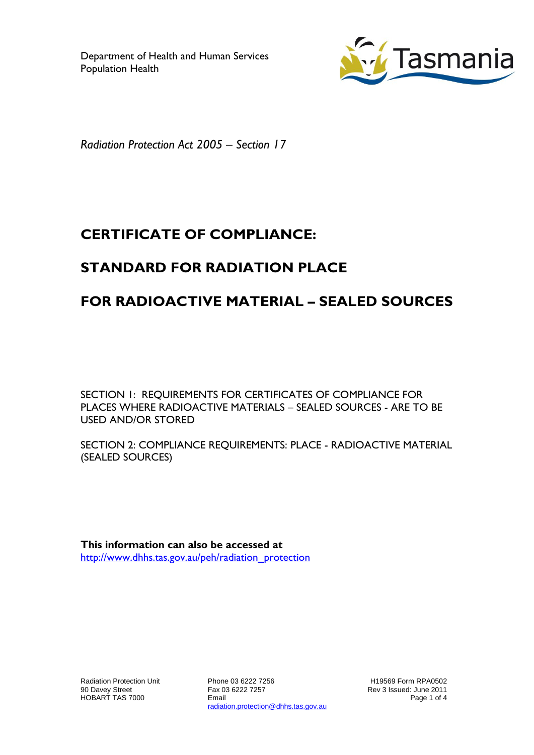Department of Health and Human Services
Population Health

*Radiation Protection Act 2005 – Section 17*

# CERTIFICATE OF COMPLIANCE:

# STANDARD FOR RADIATION PLACE

# FOR RADIOACTIVE MATERIAL – SEALED SOURCES

SECTION 1: REQUIREMENTS FOR CERTIFICATES OF COMPLIANCE FOR PLACES WHERE RADIOACTIVE MATERIALS – SEALED SOURCES - ARE TO BE USED AND/OR STORED

SECTION 2: COMPLIANCE REQUIREMENTS: PLACE - RADIOACTIVE MATERIAL (SEALED SOURCES)

**This information can also be accessed at**
http://www.dhhs.tas.gov.au/peh/radiation_protection

Radiation Protection Unit
90 Davey Street
HOBART TAS 7000

Phone 03 6222 7256
Fax 03 6222 7257
Email
radiation.protection@dhhs.tas.gov.au

H19569 Form RPA0502
Rev 3 Issued: June 2011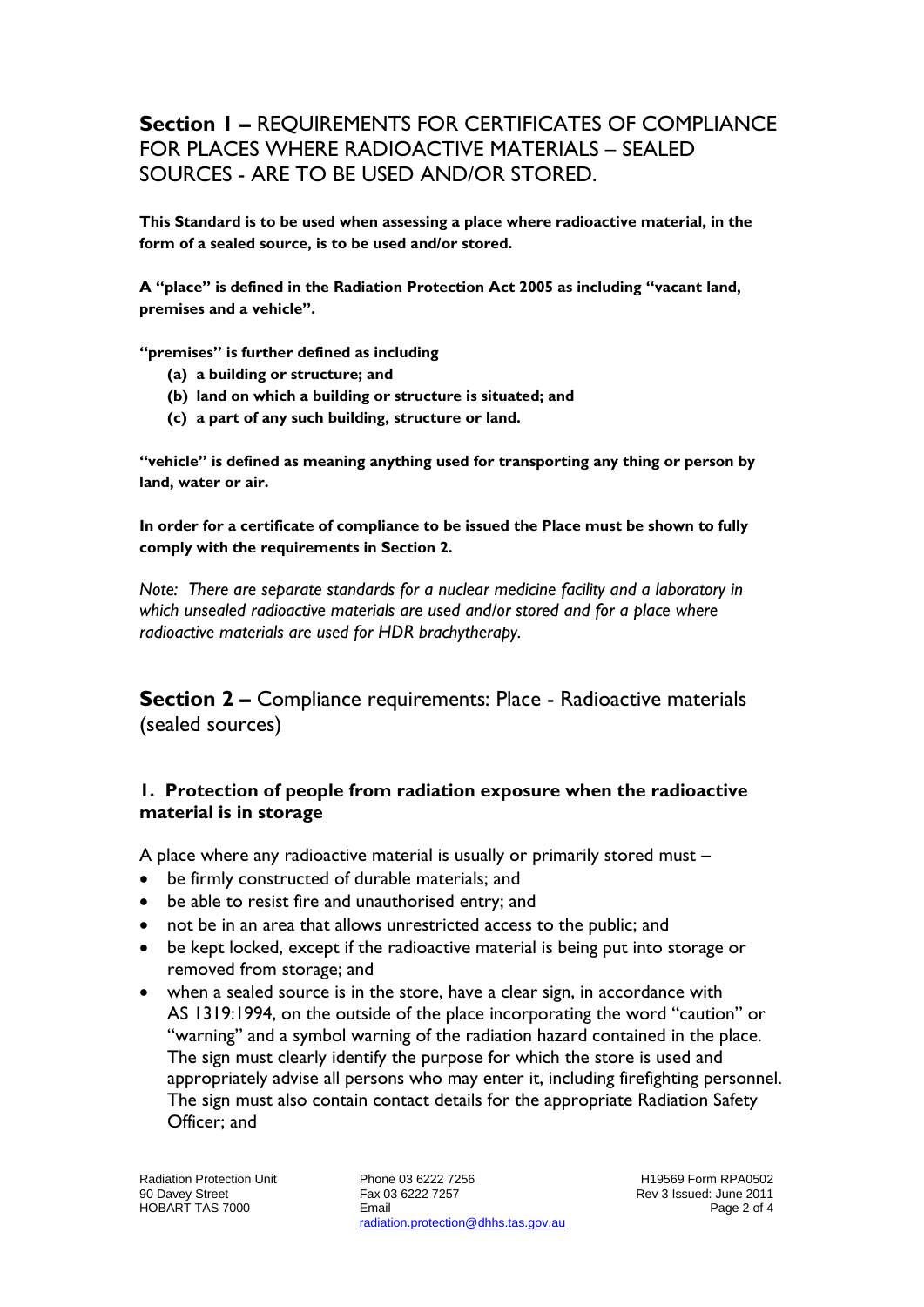## **Section 1 –** REQUIREMENTS FOR CERTIFICATES OF COMPLIANCE FOR PLACES WHERE RADIOACTIVE MATERIALS – SEALED SOURCES - ARE TO BE USED AND/OR STORED.

**This Standard is to be used when assessing a place where radioactive material, in the form of a sealed source, is to be used and/or stored.**

**A "place" is defined in the Radiation Protection Act 2005 as including "vacant land, premises and a vehicle".**

**"premises" is further defined as including**

- **(a) a building or structure; and**
- **(b) land on which a building or structure is situated; and**
- **(c) a part of any such building, structure or land.**

**"vehicle" is defined as meaning anything used for transporting any thing or person by land, water or air.**

**In order for a certificate of compliance to be issued the Place must be shown to fully comply with the requirements in Section 2.**

*Note: There are separate standards for a nuclear medicine facility and a laboratory in which unsealed radioactive materials are used and/or stored and for a place where radioactive materials are used for HDR brachytherapy.*

## **Section 2 –** Compliance requirements: Place - Radioactive materials (sealed sources)

### 1. Protection of people from radiation exposure when the radioactive material is in storage

A place where any radioactive material is usually or primarily stored must –

- be firmly constructed of durable materials; and
- be able to resist fire and unauthorised entry; and
- not be in an area that allows unrestricted access to the public; and
- be kept locked, except if the radioactive material is being put into storage or removed from storage; and
- when a sealed source is in the store, have a clear sign, in accordance with AS 1319:1994, on the outside of the place incorporating the word "caution" or "warning" and a symbol warning of the radiation hazard contained in the place. The sign must clearly identify the purpose for which the store is used and appropriately advise all persons who may enter it, including firefighting personnel. The sign must also contain contact details for the appropriate Radiation Safety Officer; and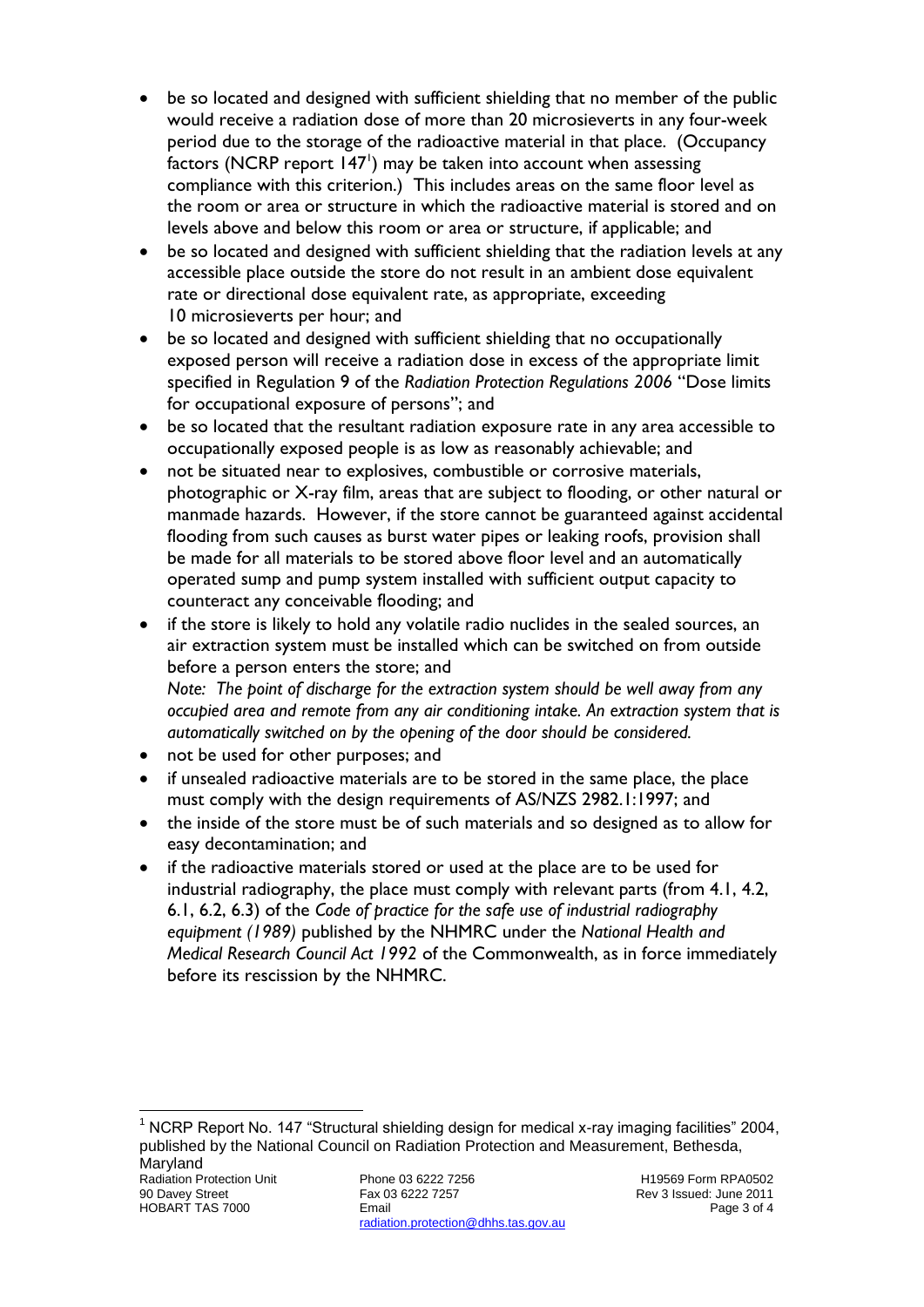- be so located and designed with sufficient shielding that no member of the public would receive a radiation dose of more than 20 microsieverts in any four-week period due to the storage of the radioactive material in that place. (Occupancy factors (NCRP report 147[1]) may be taken into account when assessing compliance with this criterion.) This includes areas on the same floor level as the room or area or structure in which the radioactive material is stored and on levels above and below this room or area or structure, if applicable; and
- be so located and designed with sufficient shielding that the radiation levels at any accessible place outside the store do not result in an ambient dose equivalent rate or directional dose equivalent rate, as appropriate, exceeding 10 microsieverts per hour; and
- be so located and designed with sufficient shielding that no occupationally exposed person will receive a radiation dose in excess of the appropriate limit specified in Regulation 9 of the *Radiation Protection Regulations 2006* "Dose limits for occupational exposure of persons"; and
- be so located that the resultant radiation exposure rate in any area accessible to occupationally exposed people is as low as reasonably achievable; and
- not be situated near to explosives, combustible or corrosive materials, photographic or X-ray film, areas that are subject to flooding, or other natural or manmade hazards. However, if the store cannot be guaranteed against accidental flooding from such causes as burst water pipes or leaking roofs, provision shall be made for all materials to be stored above floor level and an automatically operated sump and pump system installed with sufficient output capacity to counteract any conceivable flooding; and
- if the store is likely to hold any volatile radio nuclides in the sealed sources, an air extraction system must be installed which can be switched on from outside before a person enters the store; and
  *Note: The point of discharge for the extraction system should be well away from any occupied area and remote from any air conditioning intake. An extraction system that is automatically switched on by the opening of the door should be considered.*
- not be used for other purposes; and
- if unsealed radioactive materials are to be stored in the same place, the place must comply with the design requirements of AS/NZS 2982.1:1997; and
- the inside of the store must be of such materials and so designed as to allow for easy decontamination; and
- if the radioactive materials stored or used at the place are to be used for industrial radiography, the place must comply with relevant parts (from 4.1, 4.2, 6.1, 6.2, 6.3) of the *Code of practice for the safe use of industrial radiography equipment (1989)* published by the NHMRC under the *National Health and Medical Research Council Act 1992* of the Commonwealth, as in force immediately before its rescission by the NHMRC.

---

[1] NCRP Report No. 147 "Structural shielding design for medical x-ray imaging facilities" 2004, published by the National Council on Radiation Protection and Measurement, Bethesda, Maryland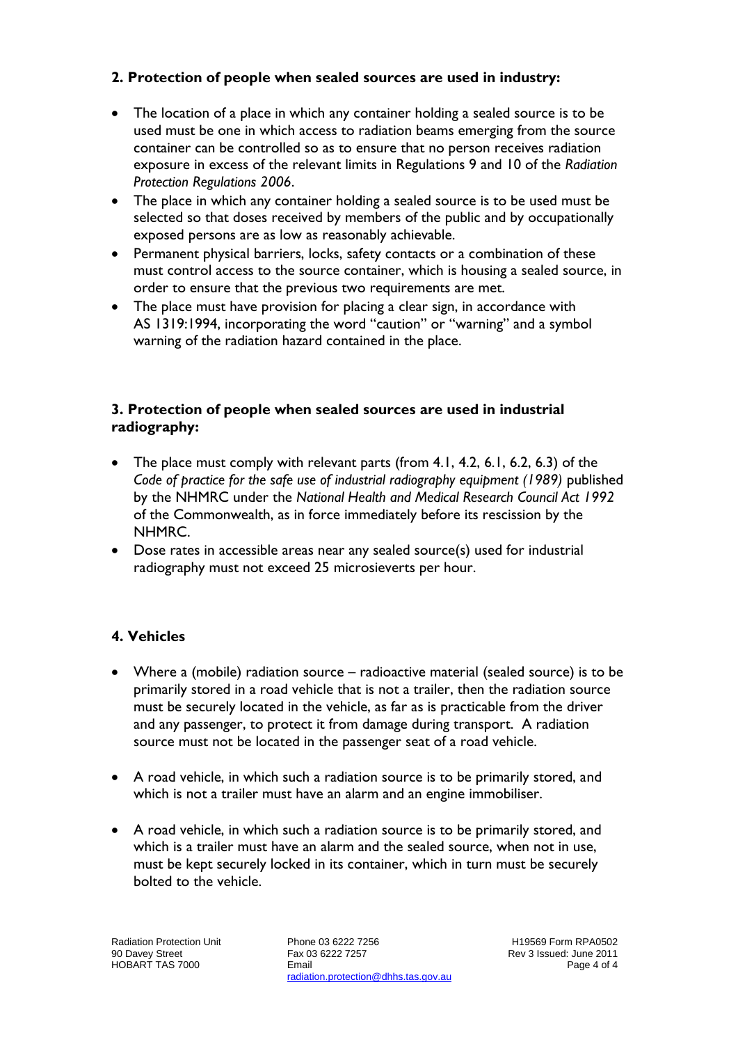## 2. Protection of people when sealed sources are used in industry:

- The location of a place in which any container holding a sealed source is to be used must be one in which access to radiation beams emerging from the source container can be controlled so as to ensure that no person receives radiation exposure in excess of the relevant limits in Regulations 9 and 10 of the *Radiation Protection Regulations 2006*.
- The place in which any container holding a sealed source is to be used must be selected so that doses received by members of the public and by occupationally exposed persons are as low as reasonably achievable.
- Permanent physical barriers, locks, safety contacts or a combination of these must control access to the source container, which is housing a sealed source, in order to ensure that the previous two requirements are met.
- The place must have provision for placing a clear sign, in accordance with AS 1319:1994, incorporating the word "caution" or "warning" and a symbol warning of the radiation hazard contained in the place.

## 3. Protection of people when sealed sources are used in industrial radiography:

- The place must comply with relevant parts (from 4.1, 4.2, 6.1, 6.2, 6.3) of the *Code of practice for the safe use of industrial radiography equipment (1989)* published by the NHMRC under the *National Health and Medical Research Council Act 1992* of the Commonwealth, as in force immediately before its rescission by the NHMRC.
- Dose rates in accessible areas near any sealed source(s) used for industrial radiography must not exceed 25 microsieverts per hour.

## 4. Vehicles

- Where a (mobile) radiation source – radioactive material (sealed source) is to be primarily stored in a road vehicle that is not a trailer, then the radiation source must be securely located in the vehicle, as far as is practicable from the driver and any passenger, to protect it from damage during transport. A radiation source must not be located in the passenger seat of a road vehicle.

- A road vehicle, in which such a radiation source is to be primarily stored, and which is not a trailer must have an alarm and an engine immobiliser.

- A road vehicle, in which such a radiation source is to be primarily stored, and which is a trailer must have an alarm and the sealed source, when not in use, must be kept securely locked in its container, which in turn must be securely bolted to the vehicle.